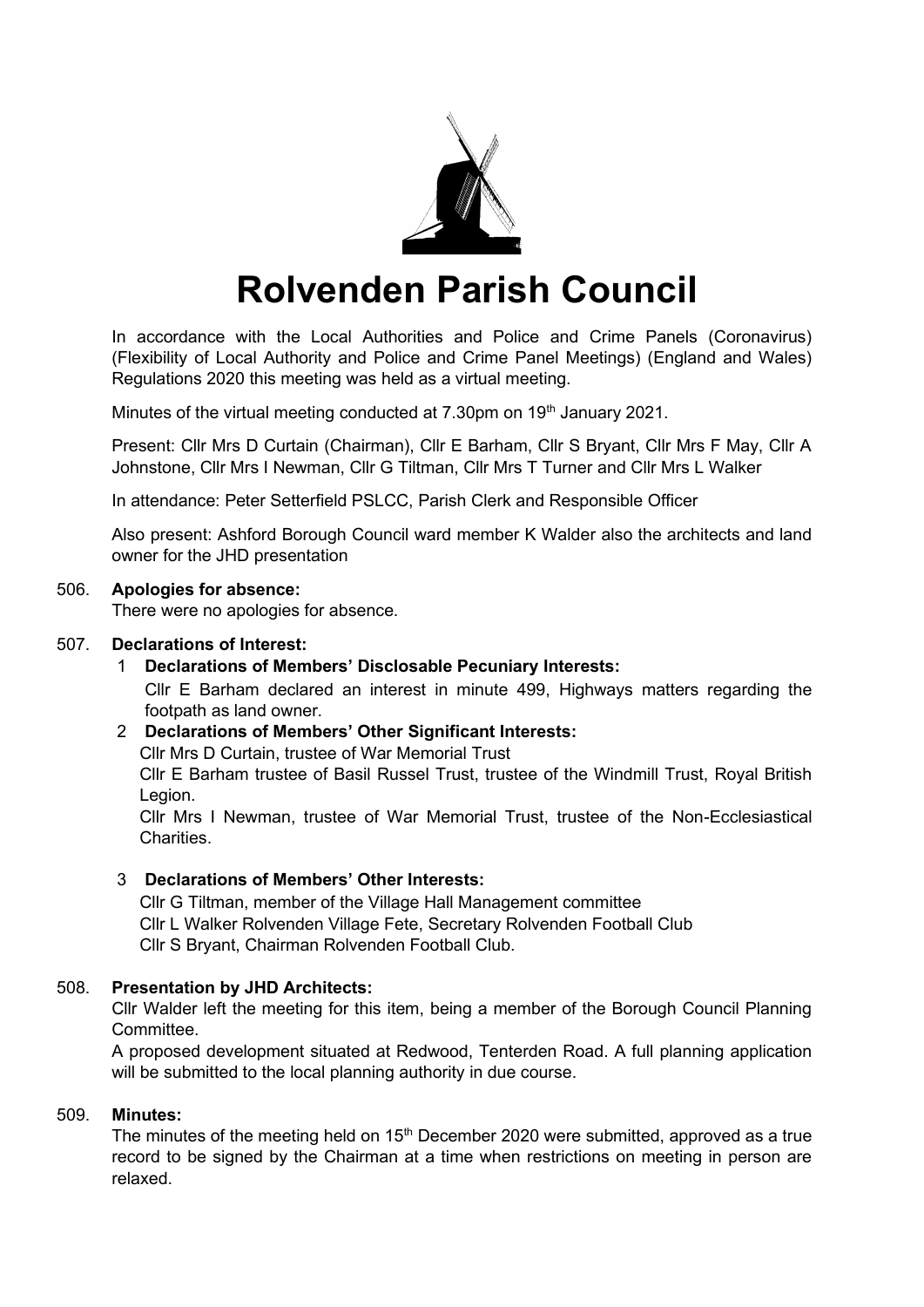# Rolvenden Parish Council

In accordance with the Local Authorities and Police and Crime Panels (Coronavirus) (Flexibility of Local Authority and Police and Crime Panel Meetings) (England and Wales) Regulations 2020 this meeting was held as a virtual meeting.

Minutes of the virtual meeting conducted at 7.30pm on 19th January 2021.

Present: Cllr Mrs D Curtain (Chairman), Cllr E Barham, Cllr S Bryant, Cllr Mrs F May, Cllr A Johnstone, Cllr Mrs I Newman, Cllr G Tiltman, Cllr Mrs T Turner and Cllr Mrs L Walker

In attendance: Peter Setterfield PSLCC, Parish Clerk and Responsible Officer

Also present: Ashford Borough Council ward member K Walder also the architects and land owner for the JHD presentation

506. **Apologies for absence:**
There were no apologies for absence.

507. **Declarations of Interest:**

1. **Declarations of Members' Disclosable Pecuniary Interests:**
Cllr E Barham declared an interest in minute 499, Highways matters regarding the footpath as land owner.

2. **Declarations of Members' Other Significant Interests:**
Cllr Mrs D Curtain, trustee of War Memorial Trust
Cllr E Barham trustee of Basil Russel Trust, trustee of the Windmill Trust, Royal British Legion.
Cllr Mrs I Newman, trustee of War Memorial Trust, trustee of the Non-Ecclesiastical Charities.

3. **Declarations of Members' Other Interests:**
Cllr G Tiltman, member of the Village Hall Management committee
Cllr L Walker Rolvenden Village Fete, Secretary Rolvenden Football Club
Cllr S Bryant, Chairman Rolvenden Football Club.

508. **Presentation by JHD Architects:**
Cllr Walder left the meeting for this item, being a member of the Borough Council Planning Committee.
A proposed development situated at Redwood, Tenterden Road. A full planning application will be submitted to the local planning authority in due course.

509. **Minutes:**
The minutes of the meeting held on 15th December 2020 were submitted, approved as a true record to be signed by the Chairman at a time when restrictions on meeting in person are relaxed.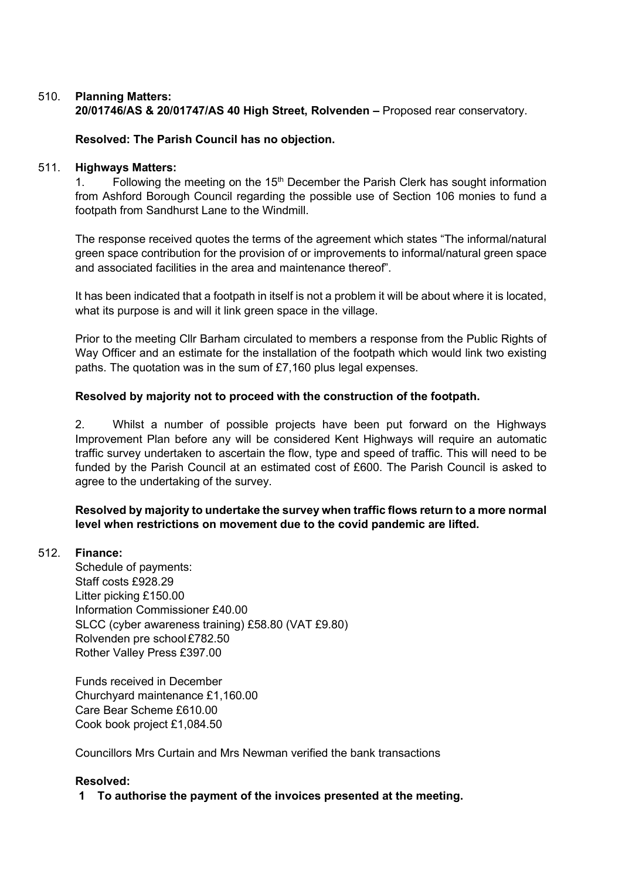510. **Planning Matters:**
**20/01746/AS & 20/01747/AS 40 High Street, Rolvenden –** Proposed rear conservatory.

**Resolved: The Parish Council has no objection.**

511. **Highways Matters:**

1. Following the meeting on the 15th December the Parish Clerk has sought information from Ashford Borough Council regarding the possible use of Section 106 monies to fund a footpath from Sandhurst Lane to the Windmill.

The response received quotes the terms of the agreement which states "The informal/natural green space contribution for the provision of or improvements to informal/natural green space and associated facilities in the area and maintenance thereof".

It has been indicated that a footpath in itself is not a problem it will be about where it is located, what its purpose is and will it link green space in the village.

Prior to the meeting Cllr Barham circulated to members a response from the Public Rights of Way Officer and an estimate for the installation of the footpath which would link two existing paths. The quotation was in the sum of £7,160 plus legal expenses.

**Resolved by majority not to proceed with the construction of the footpath.**

2. Whilst a number of possible projects have been put forward on the Highways Improvement Plan before any will be considered Kent Highways will require an automatic traffic survey undertaken to ascertain the flow, type and speed of traffic. This will need to be funded by the Parish Council at an estimated cost of £600. The Parish Council is asked to agree to the undertaking of the survey.

**Resolved by majority to undertake the survey when traffic flows return to a more normal level when restrictions on movement due to the covid pandemic are lifted.**

512. **Finance:**

Schedule of payments:
Staff costs £928.29
Litter picking £150.00
Information Commissioner £40.00
SLCC (cyber awareness training) £58.80 (VAT £9.80)
Rolvenden pre school £782.50
Rother Valley Press £397.00

Funds received in December
Churchyard maintenance £1,160.00
Care Bear Scheme £610.00
Cook book project £1,084.50

Councillors Mrs Curtain and Mrs Newman verified the bank transactions

**Resolved:**

1. **To authorise the payment of the invoices presented at the meeting.**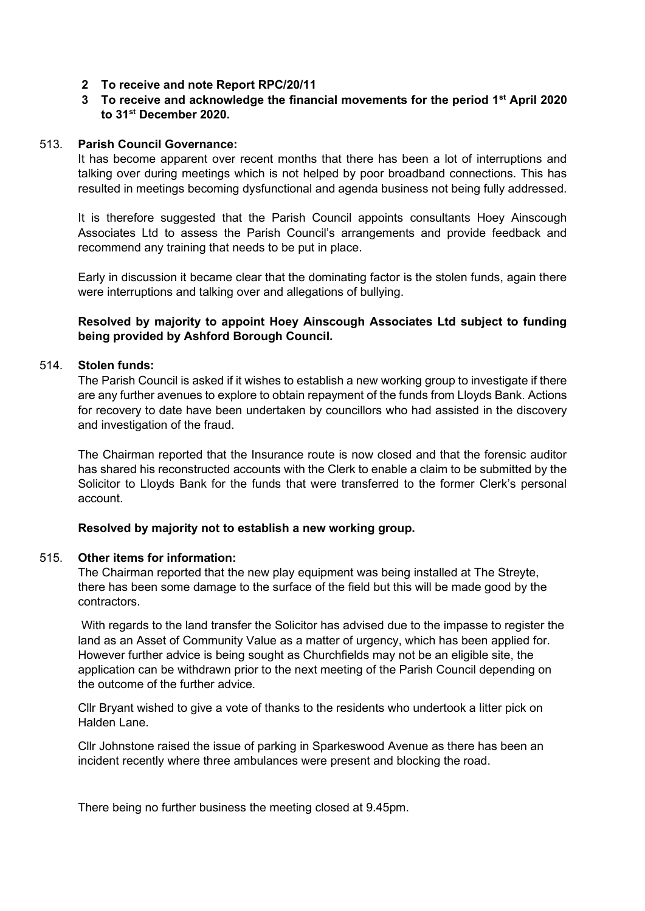**2 To receive and note Report RPC/20/11**

**3 To receive and acknowledge the financial movements for the period 1st April 2020 to 31st December 2020.**

513. **Parish Council Governance:**

It has become apparent over recent months that there has been a lot of interruptions and talking over during meetings which is not helped by poor broadband connections. This has resulted in meetings becoming dysfunctional and agenda business not being fully addressed.

It is therefore suggested that the Parish Council appoints consultants Hoey Ainscough Associates Ltd to assess the Parish Council's arrangements and provide feedback and recommend any training that needs to be put in place.

Early in discussion it became clear that the dominating factor is the stolen funds, again there were interruptions and talking over and allegations of bullying.

**Resolved by majority to appoint Hoey Ainscough Associates Ltd subject to funding being provided by Ashford Borough Council.**

514. **Stolen funds:**

The Parish Council is asked if it wishes to establish a new working group to investigate if there are any further avenues to explore to obtain repayment of the funds from Lloyds Bank. Actions for recovery to date have been undertaken by councillors who had assisted in the discovery and investigation of the fraud.

The Chairman reported that the Insurance route is now closed and that the forensic auditor has shared his reconstructed accounts with the Clerk to enable a claim to be submitted by the Solicitor to Lloyds Bank for the funds that were transferred to the former Clerk's personal account.

**Resolved by majority not to establish a new working group.**

515. **Other items for information:**

The Chairman reported that the new play equipment was being installed at The Streyte, there has been some damage to the surface of the field but this will be made good by the contractors.

With regards to the land transfer the Solicitor has advised due to the impasse to register the land as an Asset of Community Value as a matter of urgency, which has been applied for. However further advice is being sought as Churchfields may not be an eligible site, the application can be withdrawn prior to the next meeting of the Parish Council depending on the outcome of the further advice.

Cllr Bryant wished to give a vote of thanks to the residents who undertook a litter pick on Halden Lane.

Cllr Johnstone raised the issue of parking in Sparkeswood Avenue as there has been an incident recently where three ambulances were present and blocking the road.

There being no further business the meeting closed at 9.45pm.